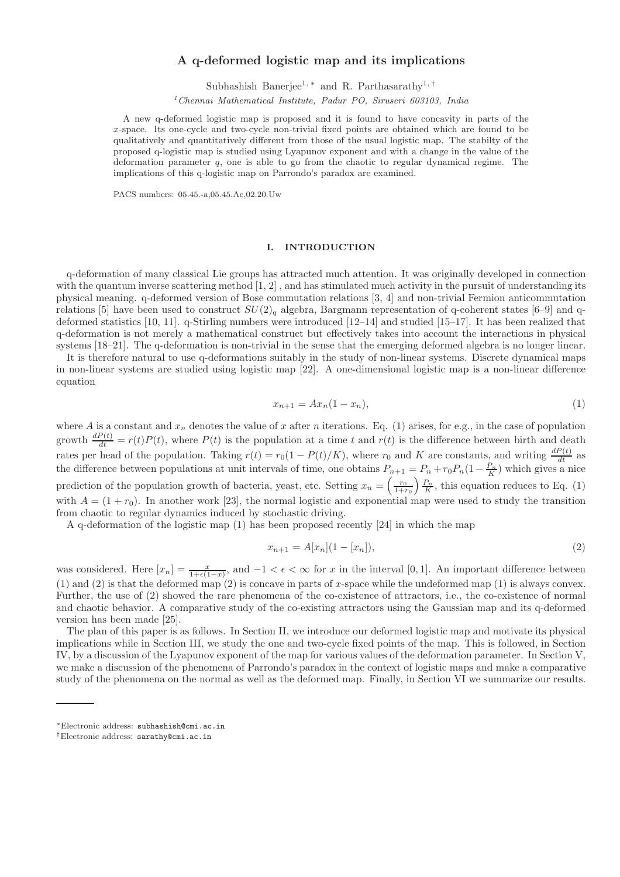# A q-deformed logistic map and its implications

Subhashish Banerjee[1,*] and R. Parthasarathy[1,†]

[1] *Chennai Mathematical Institute, Padur PO, Siruseri 603103, India*

A new q-deformed logistic map is proposed and it is found to have concavity in parts of the $x$-space. Its one-cycle and two-cycle non-trivial fixed points are obtained which are found to be qualitatively and quantitatively different from those of the usual logistic map. The stabilty of the proposed q-logistic map is studied using Lyapunov exponent and with a change in the value of the deformation parameter $q$, one is able to go from the chaotic to regular dynamical regime. The implications of this q-logistic map on Parrondo's paradox are examined.

PACS numbers: 05.45.-a,05.45.Ac,02.20.Uw

## I. INTRODUCTION

q-deformation of many classical Lie groups has attracted much attention. It was originally developed in connection with the quantum inverse scattering method [1, 2] , and has stimulated much activity in the pursuit of understanding its physical meaning. q-deformed version of Bose commutation relations [3, 4] and non-trivial Fermion anticommutation relations [5] have been used to construct $SU(2)_q$ algebra, Bargmann representation of q-coherent states [6–9] and q-deformed statistics [10, 11]. q-Stirling numbers were introduced [12–14] and studied [15–17]. It has been realized that q-deformation is not merely a mathematical construct but effectively takes into account the interactions in physical systems [18–21]. The q-deformation is non-trivial in the sense that the emerging deformed algebra is no longer linear.

It is therefore natural to use q-deformations suitably in the study of non-linear systems. Discrete dynamical maps in non-linear systems are studied using logistic map [22]. A one-dimensional logistic map is a non-linear difference equation

$$x_{n+1} = Ax_n(1 - x_n), \tag{1}$$

where $A$ is a constant and $x_n$ denotes the value of $x$ after $n$ iterations. Eq. (1) arises, for e.g., in the case of population growth $\frac{dP(t)}{dt} = r(t)P(t)$, where $P(t)$ is the population at a time $t$ and $r(t)$ is the difference between birth and death rates per head of the population. Taking $r(t) = r_0(1 - P(t)/K)$, where $r_0$ and $K$ are constants, and writing $\frac{dP(t)}{dt}$ as the difference between populations at unit intervals of time, one obtains $P_{n+1} = P_n + r_0 P_n(1 - \frac{P_n}{K})$ which gives a nice prediction of the population growth of bacteria, yeast, etc. Setting $x_n = \left(\frac{r_0}{1+r_0}\right)\frac{P_n}{K}$, this equation reduces to Eq. (1) with $A = (1 + r_0)$. In another work [23], the normal logistic and exponential map were used to study the transition from chaotic to regular dynamics induced by stochastic driving.

A q-deformation of the logistic map (1) has been proposed recently [24] in which the map

$$x_{n+1} = A[x_n](1 - [x_n]), \tag{2}$$

was considered. Here $[x_n] = \frac{x}{1+\epsilon(1-x)}$, and $-1 < \epsilon < \infty$ for $x$ in the interval $[0, 1]$. An important difference between (1) and (2) is that the deformed map (2) is concave in parts of $x$-space while the undeformed map (1) is always convex. Further, the use of (2) showed the rare phenomena of the co-existence of attractors, i.e., the co-existence of normal and chaotic behavior. A comparative study of the co-existing attractors using the Gaussian map and its q-deformed version has been made [25].

The plan of this paper is as follows. In Section II, we introduce our deformed logistic map and motivate its physical implications while in Section III, we study the one and two-cycle fixed points of the map. This is followed, in Section IV, by a discussion of the Lyapunov exponent of the map for various values of the deformation parameter. In Section V, we make a discussion of the phenomena of Parrondo's paradox in the context of logistic maps and make a comparative study of the phenomena on the normal as well as the deformed map. Finally, in Section VI we summarize our results.

---

*Electronic address: subhashish@cmi.ac.in

†Electronic address: sarathy@cmi.ac.in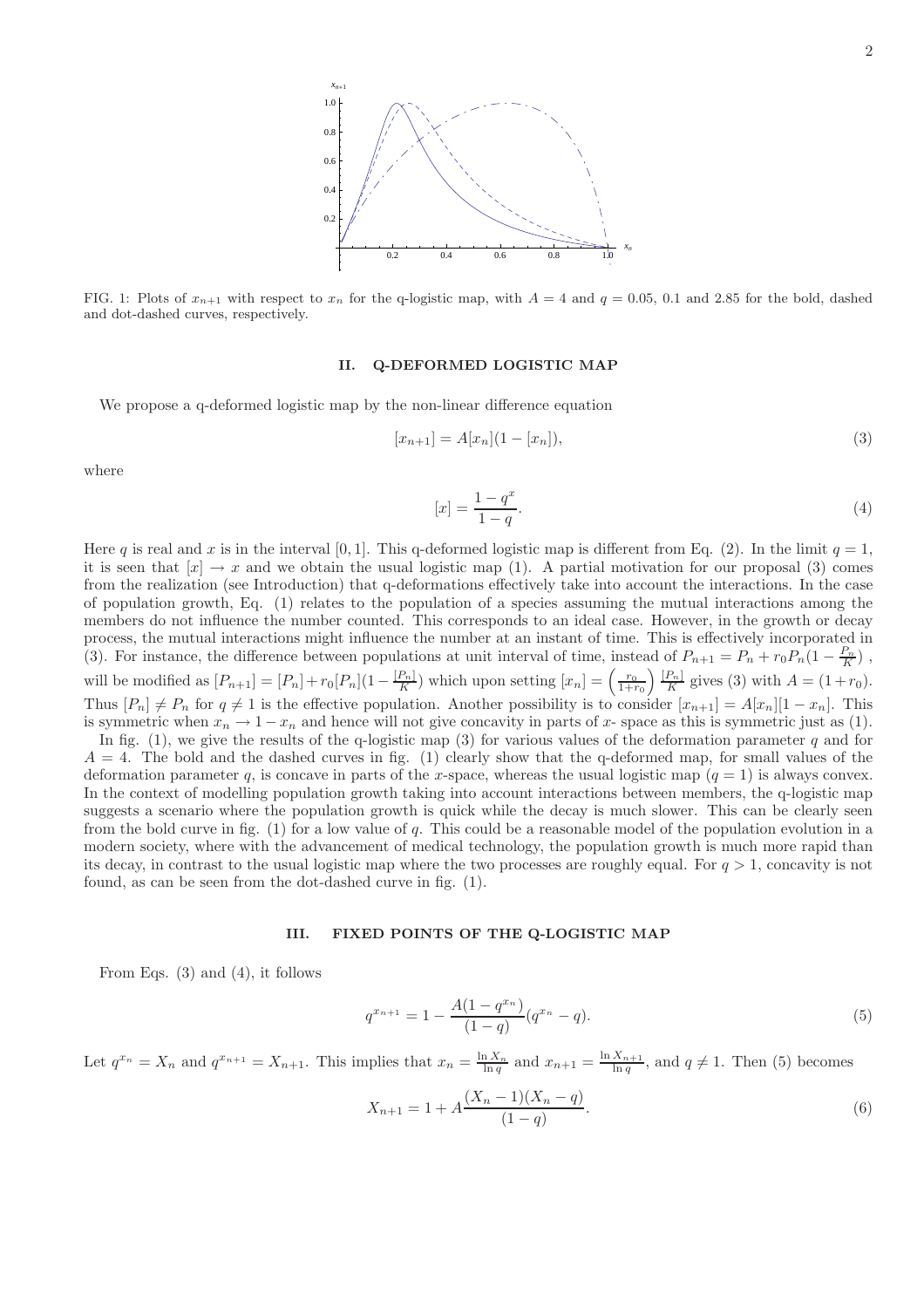$x_{n+1}$

1.0

0.8

0.6

0.4

0.2

0.2 0.4 0.6 0.8 1.0 $x_n$

FIG. 1: Plots of $x_{n+1}$ with respect to $x_n$ for the q-logistic map, with $A = 4$ and $q = 0.05$, 0.1 and 2.85 for the bold, dashed and dot-dashed curves, respectively.

## II. Q-DEFORMED LOGISTIC MAP

We propose a q-deformed logistic map by the non-linear difference equation

$$[x_{n+1}] = A[x_n](1 - [x_n]), \tag{3}$$

where

$$[x] = \frac{1 - q^x}{1 - q}. \tag{4}$$

Here $q$ is real and $x$ is in the interval $[0, 1]$. This q-deformed logistic map is different from Eq. (2). In the limit $q = 1$, it is seen that $[x] \to x$ and we obtain the usual logistic map (1). A partial motivation for our proposal (3) comes from the realization (see Introduction) that q-deformations effectively take into account the interactions. In the case of population growth, Eq. (1) relates to the population of a species assuming the mutual interactions among the members do not influence the number counted. This corresponds to an ideal case. However, in the growth or decay process, the mutual interactions might influence the number at an instant of time. This is effectively incorporated in (3). For instance, the difference between populations at unit interval of time, instead of $P_{n+1} = P_n + r_0 P_n(1 - \frac{P_n}{K})$, will be modified as $[P_{n+1}] = [P_n] + r_0[P_n](1 - \frac{[P_n]}{K})$ which upon setting $[x_n] = \left(\frac{r_0}{1+r_0}\right)\frac{[P_n]}{K}$ gives (3) with $A = (1 + r_0)$. Thus $[P_n] \neq P_n$ for $q \neq 1$ is the effective population. Another possibility is to consider $[x_{n+1}] = A[x_n][1 - x_n]$. This is symmetric when $x_n \to 1 - x_n$ and hence will not give concavity in parts of $x$- space as this is symmetric just as (1).

In fig. (1), we give the results of the q-logistic map (3) for various values of the deformation parameter $q$ and for $A = 4$. The bold and the dashed curves in fig. (1) clearly show that the q-deformed map, for small values of the deformation parameter $q$, is concave in parts of the $x$-space, whereas the usual logistic map ($q = 1$) is always convex. In the context of modelling population growth taking into account interactions between members, the q-logistic map suggests a scenario where the population growth is quick while the decay is much slower. This can be clearly seen from the bold curve in fig. (1) for a low value of $q$. This could be a reasonable model of the population evolution in a modern society, where with the advancement of medical technology, the population growth is much more rapid than its decay, in contrast to the usual logistic map where the two processes are roughly equal. For $q > 1$, concavity is not found, as can be seen from the dot-dashed curve in fig. (1).

## III. FIXED POINTS OF THE Q-LOGISTIC MAP

From Eqs. (3) and (4), it follows

$$q^{x_{n+1}} = 1 - \frac{A(1 - q^{x_n})}{(1 - q)}(q^{x_n} - q). \tag{5}$$

Let $q^{x_n} = X_n$ and $q^{x_{n+1}} = X_{n+1}$. This implies that $x_n = \frac{\ln X_n}{\ln q}$ and $x_{n+1} = \frac{\ln X_{n+1}}{\ln q}$, and $q \neq 1$. Then (5) becomes

$$X_{n+1} = 1 + A\frac{(X_n - 1)(X_n - q)}{(1 - q)}. \tag{6}$$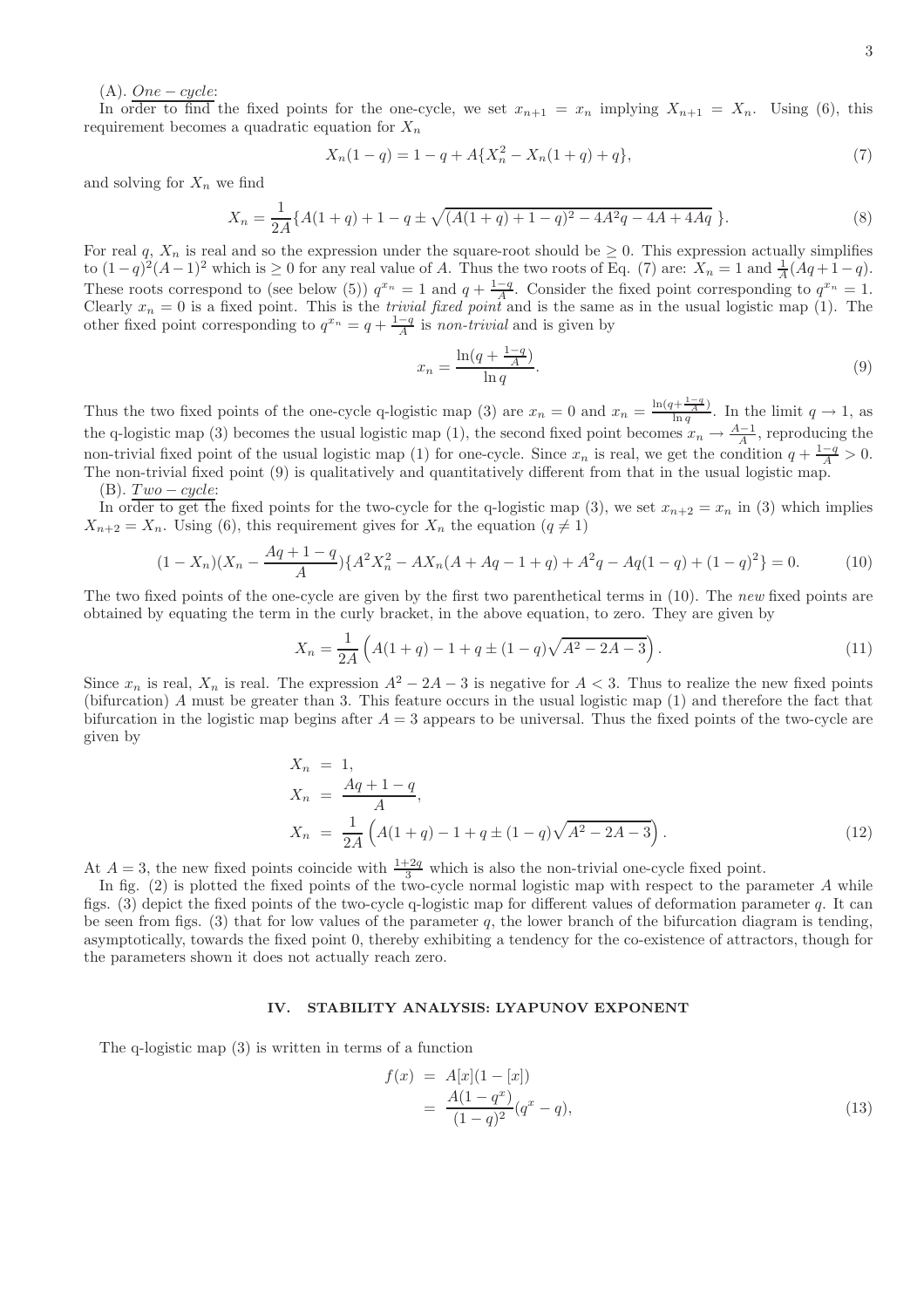(A). $\underline{One-cycle}$:

In order to find the fixed points for the one-cycle, we set $x_{n+1} = x_n$ implying $X_{n+1} = X_n$. Using (6), this requirement becomes a quadratic equation for $X_n$

$$X_n(1-q) = 1 - q + A\{X_n^2 - X_n(1+q) + q\}, \tag{7}$$

and solving for $X_n$ we find

$$X_n = \frac{1}{2A}\{A(1+q) + 1 - q \pm \sqrt{(A(1+q) + 1 - q)^2 - 4A^2q - 4A + 4Aq}\ \}. \tag{8}$$

For real $q$, $X_n$ is real and so the expression under the square-root should be $\geq 0$. This expression actually simplifies to $(1-q)^2(A-1)^2$ which is $\geq 0$ for any real value of $A$. Thus the two roots of Eq. (7) are: $X_n = 1$ and $\frac{1}{A}(Aq + 1 - q)$. These roots correspond to (see below (5)) $q^{x_n} = 1$ and $q + \frac{1-q}{A}$. Consider the fixed point corresponding to $q^{x_n} = 1$. Clearly $x_n = 0$ is a fixed point. This is the *trivial fixed point* and is the same as in the usual logistic map (1). The other fixed point corresponding to $q^{x_n} = q + \frac{1-q}{A}$ is *non-trivial* and is given by

$$x_n = \frac{\ln(q + \frac{1-q}{A})}{\ln q}. \tag{9}$$

Thus the two fixed points of the one-cycle q-logistic map (3) are $x_n = 0$ and $x_n = \frac{\ln(q + \frac{1-q}{A})}{\ln q}$. In the limit $q \to 1$, as the q-logistic map (3) becomes the usual logistic map (1), the second fixed point becomes $x_n \to \frac{A-1}{A}$, reproducing the non-trivial fixed point of the usual logistic map (1) for one-cycle. Since $x_n$ is real, we get the condition $q + \frac{1-q}{A} > 0$. The non-trivial fixed point (9) is qualitatively and quantitatively different from that in the usual logistic map.

(B). $\underline{Two-cycle}$:

In order to get the fixed points for the two-cycle for the q-logistic map (3), we set $x_{n+2} = x_n$ in (3) which implies $X_{n+2} = X_n$. Using (6), this requirement gives for $X_n$ the equation ($q \neq 1$)

$$(1 - X_n)(X_n - \frac{Aq + 1 - q}{A})\{A^2X_n^2 - AX_n(A + Aq - 1 + q) + A^2q - Aq(1-q) + (1-q)^2\} = 0. \tag{10}$$

The two fixed points of the one-cycle are given by the first two parenthetical terms in (10). The *new* fixed points are obtained by equating the term in the curly bracket, in the above equation, to zero. They are given by

$$X_n = \frac{1}{2A}\left(A(1+q) - 1 + q \pm (1-q)\sqrt{A^2 - 2A - 3}\right). \tag{11}$$

Since $x_n$ is real, $X_n$ is real. The expression $A^2 - 2A - 3$ is negative for $A < 3$. Thus to realize the new fixed points (bifurcation) $A$ must be greater than 3. This feature occurs in the usual logistic map (1) and therefore the fact that bifurcation in the logistic map begins after $A = 3$ appears to be universal. Thus the fixed points of the two-cycle are given by

$$\begin{aligned}
X_n &= 1, \\
X_n &= \frac{Aq + 1 - q}{A}, \\
X_n &= \frac{1}{2A}\left(A(1+q) - 1 + q \pm (1-q)\sqrt{A^2 - 2A - 3}\right).
\end{aligned} \tag{12}$$

At $A = 3$, the new fixed points coincide with $\frac{1+2q}{3}$ which is also the non-trivial one-cycle fixed point.

In fig. (2) is plotted the fixed points of the two-cycle normal logistic map with respect to the parameter $A$ while figs. (3) depict the fixed points of the two-cycle q-logistic map for different values of deformation parameter $q$. It can be seen from figs. (3) that for low values of the parameter $q$, the lower branch of the bifurcation diagram is tending, asymptotically, towards the fixed point 0, thereby exhibiting a tendency for the co-existence of attractors, though for the parameters shown it does not actually reach zero.

## IV. STABILITY ANALYSIS: LYAPUNOV EXPONENT

The q-logistic map (3) is written in terms of a function

$$\begin{aligned}
f(x) &= A[x](1 - [x]) \\
&= \frac{A(1-q^x)}{(1-q)^2}(q^x - q),
\end{aligned} \tag{13}$$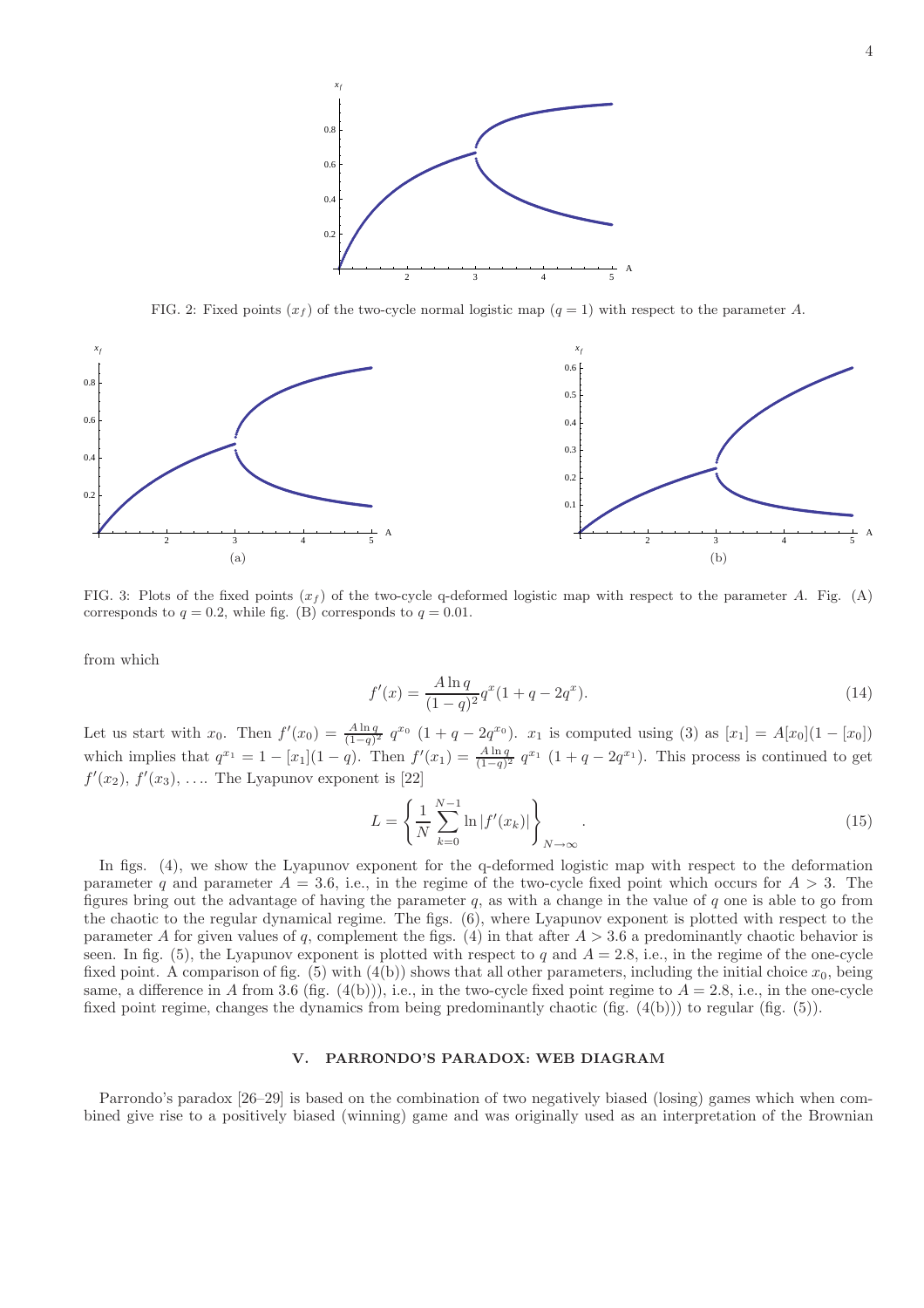$x_f$

0.8

0.6

0.4

0.2

2

3

4

5

A

FIG. 2: Fixed points ($x_f$) of the two-cycle normal logistic map ($q = 1$) with respect to the parameter $A$.

$x_f$

0.8

0.6

0.4

0.2

2

3

4

5

A

(a)

$x_f$

0.6

0.5

0.4

0.3

0.2

0.1

2

3

4

5

A

(b)

FIG. 3: Plots of the fixed points ($x_f$) of the two-cycle q-deformed logistic map with respect to the parameter $A$. Fig. (A) corresponds to $q = 0.2$, while fig. (B) corresponds to $q = 0.01$.

from which

$$f'(x) = \frac{A \ln q}{(1-q)^2} q^x (1 + q - 2q^x). \tag{14}$$

Let us start with $x_0$. Then $f'(x_0) = \frac{A \ln q}{(1-q)^2}\ q^{x_0}\ (1 + q - 2q^{x_0})$. $x_1$ is computed using (3) as $[x_1] = A[x_0](1 - [x_0])$ which implies that $q^{x_1} = 1 - [x_1](1 - q)$. Then $f'(x_1) = \frac{A \ln q}{(1-q)^2}\ q^{x_1}\ (1 + q - 2q^{x_1})$. This process is continued to get $f'(x_2)$, $f'(x_3)$, .... The Lyapunov exponent is [22]

$$L = \left\{ \frac{1}{N} \sum_{k=0}^{N-1} \ln |f'(x_k)| \right\}_{N \to \infty}. \tag{15}$$

In figs. (4), we show the Lyapunov exponent for the q-deformed logistic map with respect to the deformation parameter $q$ and parameter $A = 3.6$, i.e., in the regime of the two-cycle fixed point which occurs for $A > 3$. The figures bring out the advantage of having the parameter $q$, as with a change in the value of $q$ one is able to go from the chaotic to the regular dynamical regime. The figs. (6), where Lyapunov exponent is plotted with respect to the parameter $A$ for given values of $q$, complement the figs. (4) in that after $A > 3.6$ a predominantly chaotic behavior is seen. In fig. (5), the Lyapunov exponent is plotted with respect to $q$ and $A = 2.8$, i.e., in the regime of the one-cycle fixed point. A comparison of fig. (5) with (4(b)) shows that all other parameters, including the initial choice $x_0$, being same, a difference in $A$ from 3.6 (fig. (4(b))), i.e., in the two-cycle fixed point regime to $A = 2.8$, i.e., in the one-cycle fixed point regime, changes the dynamics from being predominantly chaotic (fig. (4(b))) to regular (fig. (5)).

## V. PARRONDO'S PARADOX: WEB DIAGRAM

Parrondo's paradox [26–29] is based on the combination of two negatively biased (losing) games which when combined give rise to a positively biased (winning) game and was originally used as an interpretation of the Brownian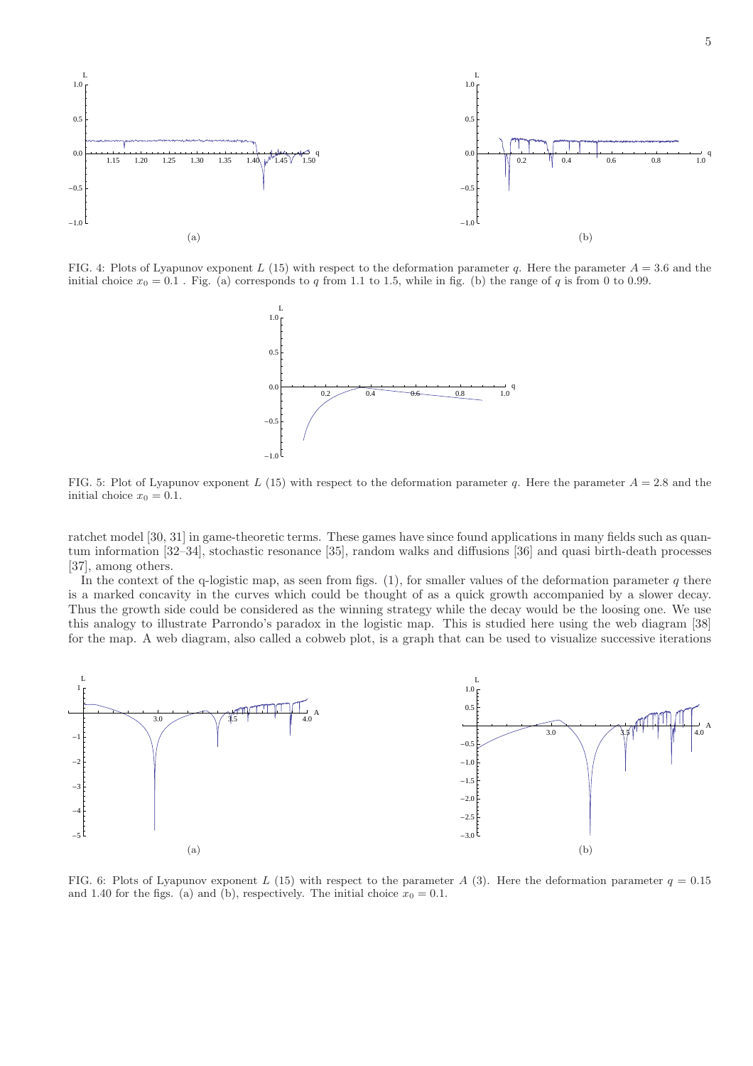L

1.0

0.5

0.0

−0.5

−1.0

1.15 1.20 1.25 1.30 1.35 1.40 1.45 1.50

q

(a)

L

1.0

0.5

0.0

−0.5

−1.0

0.2 0.4 0.6 0.8 1.0

q

(b)

FIG. 4: Plots of Lyapunov exponent $L$ (15) with respect to the deformation parameter $q$. Here the parameter $A = 3.6$ and the initial choice $x_0 = 0.1$ . Fig. (a) corresponds to $q$ from 1.1 to 1.5, while in fig. (b) the range of $q$ is from 0 to 0.99.

L

1.0

0.5

0.0

−0.5

−1.0

0.2 0.4 0.6 0.8 1.0

q

FIG. 5: Plot of Lyapunov exponent $L$ (15) with respect to the deformation parameter $q$. Here the parameter $A = 2.8$ and the initial choice $x_0 = 0.1$.

ratchet model [30, 31] in game-theoretic terms. These games have since found applications in many fields such as quantum information [32–34], stochastic resonance [35], random walks and diffusions [36] and quasi birth-death processes [37], among others.

In the context of the q-logistic map, as seen from figs. (1), for smaller values of the deformation parameter $q$ there is a marked concavity in the curves which could be thought of as a quick growth accompanied by a slower decay. Thus the growth side could be considered as the winning strategy while the decay would be the loosing one. We use this analogy to illustrate Parrondo's paradox in the logistic map. This is studied here using the web diagram [38] for the map. A web diagram, also called a cobweb plot, is a graph that can be used to visualize successive iterations

L

1

−1

−2

−3

−4

−5

3.0 3.5 4.0

A

(a)

L

1.0

0.5

−0.5

−1.0

−1.5

−2.0

−2.5

−3.0

3.0 3.5 4.0

A

(b)

FIG. 6: Plots of Lyapunov exponent $L$ (15) with respect to the parameter $A$ (3). Here the deformation parameter $q = 0.15$ and 1.40 for the figs. (a) and (b), respectively. The initial choice $x_0 = 0.1$.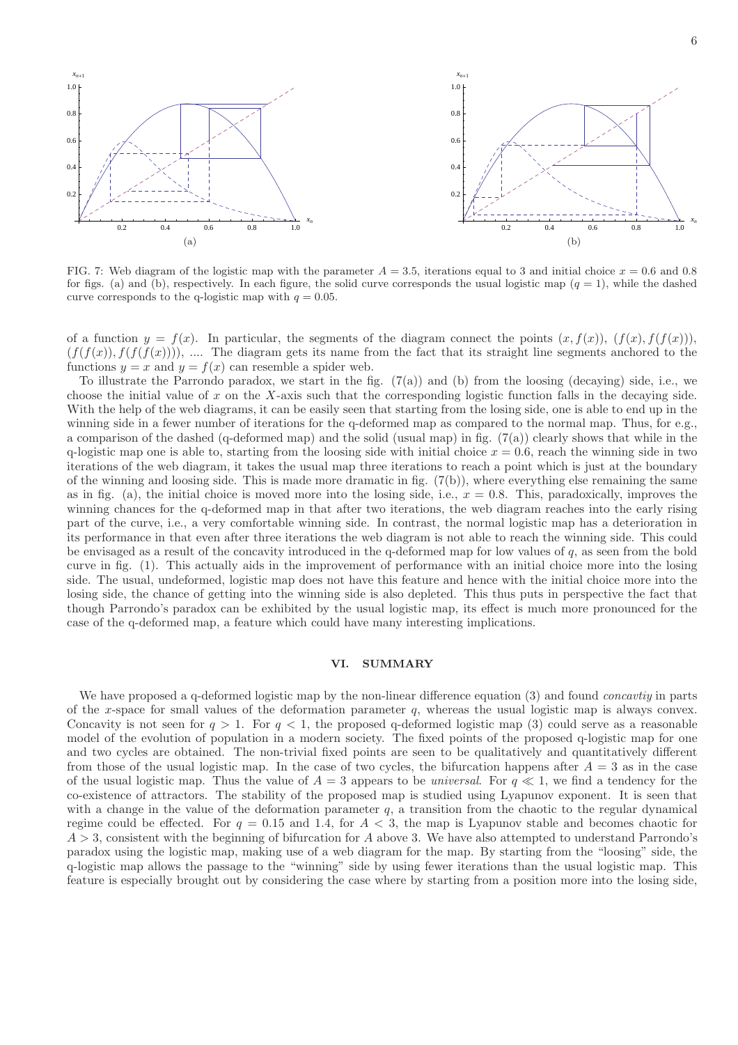$x_{n+1}$

1.0

0.8

0.6

0.4

0.2

0.2 0.4 0.6 0.8 1.0 $x_n$

(a)

$x_{n+1}$

1.0

0.8

0.6

0.4

0.2

0.2 0.4 0.6 0.8 1.0 $x_n$

(b)

FIG. 7: Web diagram of the logistic map with the parameter $A = 3.5$, iterations equal to 3 and initial choice $x = 0.6$ and 0.8 for figs. (a) and (b), respectively. In each figure, the solid curve corresponds the usual logistic map ($q = 1$), while the dashed curve corresponds to the q-logistic map with $q = 0.05$.

of a function $y = f(x)$. In particular, the segments of the diagram connect the points $(x, f(x))$, $(f(x), f(f(x)))$, $(f(f(x)), f(f(f(x))))$, .... The diagram gets its name from the fact that its straight line segments anchored to the functions $y = x$ and $y = f(x)$ can resemble a spider web.

To illustrate the Parrondo paradox, we start in the fig. (7(a)) and (b) from the loosing (decaying) side, i.e., we choose the initial value of $x$ on the $X$-axis such that the corresponding logistic function falls in the decaying side. With the help of the web diagrams, it can be easily seen that starting from the losing side, one is able to end up in the winning side in a fewer number of iterations for the q-deformed map as compared to the normal map. Thus, for e.g., a comparison of the dashed (q-deformed map) and the solid (usual map) in fig. (7(a)) clearly shows that while in the q-logistic map one is able to, starting from the loosing side with initial choice $x = 0.6$, reach the winning side in two iterations of the web diagram, it takes the usual map three iterations to reach a point which is just at the boundary of the winning and loosing side. This is made more dramatic in fig. (7(b)), where everything else remaining the same as in fig. (a), the initial choice is moved more into the losing side, i.e., $x = 0.8$. This, paradoxically, improves the winning chances for the q-deformed map in that after two iterations, the web diagram reaches into the early rising part of the curve, i.e., a very comfortable winning side. In contrast, the normal logistic map has a deterioration in its performance in that even after three iterations the web diagram is not able to reach the winning side. This could be envisaged as a result of the concavity introduced in the q-deformed map for low values of $q$, as seen from the bold curve in fig. (1). This actually aids in the improvement of performance with an initial choice more into the losing side. The usual, undeformed, logistic map does not have this feature and hence with the initial choice more into the losing side, the chance of getting into the winning side is also depleted. This thus puts in perspective the fact that though Parrondo's paradox can be exhibited by the usual logistic map, its effect is much more pronounced for the case of the q-deformed map, a feature which could have many interesting implications.

## VI. SUMMARY

We have proposed a q-deformed logistic map by the non-linear difference equation (3) and found *concavtiy* in parts of the $x$-space for small values of the deformation parameter $q$, whereas the usual logistic map is always convex. Concavity is not seen for $q > 1$. For $q < 1$, the proposed q-deformed logistic map (3) could serve as a reasonable model of the evolution of population in a modern society. The fixed points of the proposed q-logistic map for one and two cycles are obtained. The non-trivial fixed points are seen to be qualitatively and quantitatively different from those of the usual logistic map. In the case of two cycles, the bifurcation happens after $A = 3$ as in the case of the usual logistic map. Thus the value of $A = 3$ appears to be *universal*. For $q \ll 1$, we find a tendency for the co-existence of attractors. The stability of the proposed map is studied using Lyapunov exponent. It is seen that with a change in the value of the deformation parameter $q$, a transition from the chaotic to the regular dynamical regime could be effected. For $q = 0.15$ and 1.4, for $A < 3$, the map is Lyapunov stable and becomes chaotic for $A > 3$, consistent with the beginning of bifurcation for $A$ above 3. We have also attempted to understand Parrondo's paradox using the logistic map, making use of a web diagram for the map. By starting from the "loosing" side, the q-logistic map allows the passage to the "winning" side by using fewer iterations than the usual logistic map. This feature is especially brought out by considering the case where by starting from a position more into the losing side,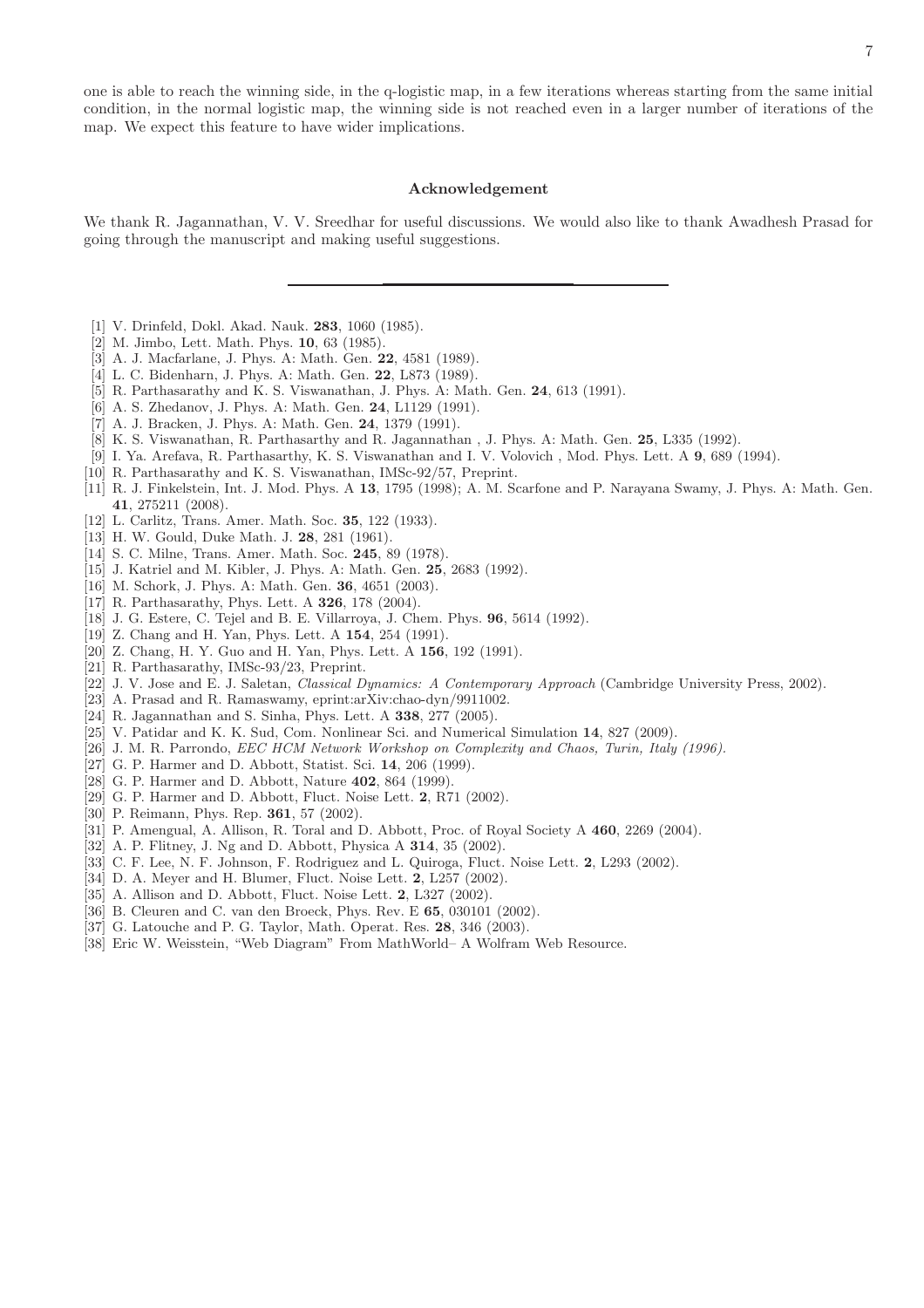one is able to reach the winning side, in the q-logistic map, in a few iterations whereas starting from the same initial condition, in the normal logistic map, the winning side is not reached even in a larger number of iterations of the map. We expect this feature to have wider implications.

## Acknowledgement

We thank R. Jagannathan, V. V. Sreedhar for useful discussions. We would also like to thank Awadhesh Prasad for going through the manuscript and making useful suggestions.

---

[1] V. Drinfeld, Dokl. Akad. Nauk. **283**, 1060 (1985).
[2] M. Jimbo, Lett. Math. Phys. **10**, 63 (1985).
[3] A. J. Macfarlane, J. Phys. A: Math. Gen. **22**, 4581 (1989).
[4] L. C. Bidenharn, J. Phys. A: Math. Gen. **22**, L873 (1989).
[5] R. Parthasarathy and K. S. Viswanathan, J. Phys. A: Math. Gen. **24**, 613 (1991).
[6] A. S. Zhedanov, J. Phys. A: Math. Gen. **24**, L1129 (1991).
[7] A. J. Bracken, J. Phys. A: Math. Gen. **24**, 1379 (1991).
[8] K. S. Viswanathan, R. Parthasarthy and R. Jagannathan , J. Phys. A: Math. Gen. **25**, L335 (1992).
[9] I. Ya. Arefava, R. Parthasarthy, K. S. Viswanathan and I. V. Volovich , Mod. Phys. Lett. A **9**, 689 (1994).
[10] R. Parthasarathy and K. S. Viswanathan, IMSc-92/57, Preprint.
[11] R. J. Finkelstein, Int. J. Mod. Phys. A **13**, 1795 (1998); A. M. Scarfone and P. Narayana Swamy, J. Phys. A: Math. Gen. **41**, 275211 (2008).
[12] L. Carlitz, Trans. Amer. Math. Soc. **35**, 122 (1933).
[13] H. W. Gould, Duke Math. J. **28**, 281 (1961).
[14] S. C. Milne, Trans. Amer. Math. Soc. **245**, 89 (1978).
[15] J. Katriel and M. Kibler, J. Phys. A: Math. Gen. **25**, 2683 (1992).
[16] M. Schork, J. Phys. A: Math. Gen. **36**, 4651 (2003).
[17] R. Parthasarathy, Phys. Lett. A **326**, 178 (2004).
[18] J. G. Estere, C. Tejel and B. E. Villarroya, J. Chem. Phys. **96**, 5614 (1992).
[19] Z. Chang and H. Yan, Phys. Lett. A **154**, 254 (1991).
[20] Z. Chang, H. Y. Guo and H. Yan, Phys. Lett. A **156**, 192 (1991).
[21] R. Parthasarathy, IMSc-93/23, Preprint.
[22] J. V. Jose and E. J. Saletan, *Classical Dynamics: A Contemporary Approach* (Cambridge University Press, 2002).
[23] A. Prasad and R. Ramaswamy, eprint:arXiv:chao-dyn/9911002.
[24] R. Jagannathan and S. Sinha, Phys. Lett. A **338**, 277 (2005).
[25] V. Patidar and K. K. Sud, Com. Nonlinear Sci. and Numerical Simulation **14**, 827 (2009).
[26] J. M. R. Parrondo, *EEC HCM Network Workshop on Complexity and Chaos, Turin, Italy (1996).*
[27] G. P. Harmer and D. Abbott, Statist. Sci. **14**, 206 (1999).
[28] G. P. Harmer and D. Abbott, Nature **402**, 864 (1999).
[29] G. P. Harmer and D. Abbott, Fluct. Noise Lett. **2**, R71 (2002).
[30] P. Reimann, Phys. Rep. **361**, 57 (2002).
[31] P. Amengual, A. Allison, R. Toral and D. Abbott, Proc. of Royal Society A **460**, 2269 (2004).
[32] A. P. Flitney, J. Ng and D. Abbott, Physica A **314**, 35 (2002).
[33] C. F. Lee, N. F. Johnson, F. Rodriguez and L. Quiroga, Fluct. Noise Lett. **2**, L293 (2002).
[34] D. A. Meyer and H. Blumer, Fluct. Noise Lett. **2**, L257 (2002).
[35] A. Allison and D. Abbott, Fluct. Noise Lett. **2**, L327 (2002).
[36] B. Cleuren and C. van den Broeck, Phys. Rev. E **65**, 030101 (2002).
[37] G. Latouche and P. G. Taylor, Math. Operat. Res. **28**, 346 (2003).
[38] Eric W. Weisstein, "Web Diagram" From MathWorld– A Wolfram Web Resource.